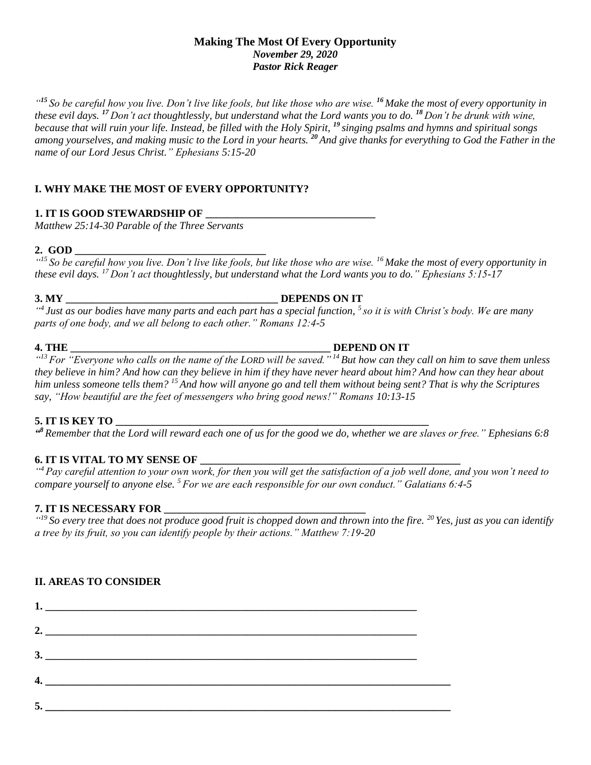**Making The Most Of Every Opportunity**

***November 29, 2020***

***Pastor Rick Reager***

*"[15] So be careful how you live. Don't live like fools, but like those who are wise. [16] Make the most of every opportunity in these evil days. [17] Don't act thoughtlessly, but understand what the Lord wants you to do. [18] Don't be drunk with wine, because that will ruin your life. Instead, be filled with the Holy Spirit, [19] singing psalms and hymns and spiritual songs among yourselves, and making music to the Lord in your hearts. [20] And give thanks for everything to God the Father in the name of our Lord Jesus Christ." Ephesians 5:15-20*

## I. WHY MAKE THE MOST OF EVERY OPPORTUNITY?

**1. IT IS GOOD STEWARDSHIP OF ________________________________**

*Matthew 25:14-30 Parable of the Three Servants*

**2. GOD ____________________________________**

*"[15] So be careful how you live. Don't live like fools, but like those who are wise. [16] Make the most of every opportunity in these evil days. [17] Don't act thoughtlessly, but understand what the Lord wants you to do." Ephesians 5:15-17*

**3. MY ________________________________________ DEPENDS ON IT**

*"[4] Just as our bodies have many parts and each part has a special function, [5] so it is with Christ's body. We are many parts of one body, and we all belong to each other." Romans 12:4-5*

**4. THE ___________________________________________________ DEPEND ON IT**

*"[13] For "Everyone who calls on the name of the LORD will be saved." [14] But how can they call on him to save them unless they believe in him? And how can they believe in him if they have never heard about him? And how can they hear about him unless someone tells them? [15] And how will anyone go and tell them without being sent? That is why the Scriptures say, "How beautiful are the feet of messengers who bring good news!" Romans 10:13-15*

**5. IT IS KEY TO _____________________________________________________________**

*"[8] Remember that the Lord will reward each one of us for the good we do, whether we are slaves or free." Ephesians 6:8*

**6. IT IS VITAL TO MY SENSE OF ___________________________________________________**

*"[4] Pay careful attention to your own work, for then you will get the satisfaction of a job well done, and you won't need to compare yourself to anyone else. [5] For we are each responsible for our own conduct." Galatians 6:4-5*

**7. IT IS NECESSARY FOR _____________________________________**

*"[19] So every tree that does not produce good fruit is chopped down and thrown into the fire. [20] Yes, just as you can identify a tree by its fruit, so you can identify people by their actions." Matthew 7:19-20*

## II. AREAS TO CONSIDER

**1. ________________________________________________________________________**

**2. ________________________________________________________________________**

**3. ________________________________________________________________________**

**4. ______________________________________________________________________________**

**5. ______________________________________________________________________________**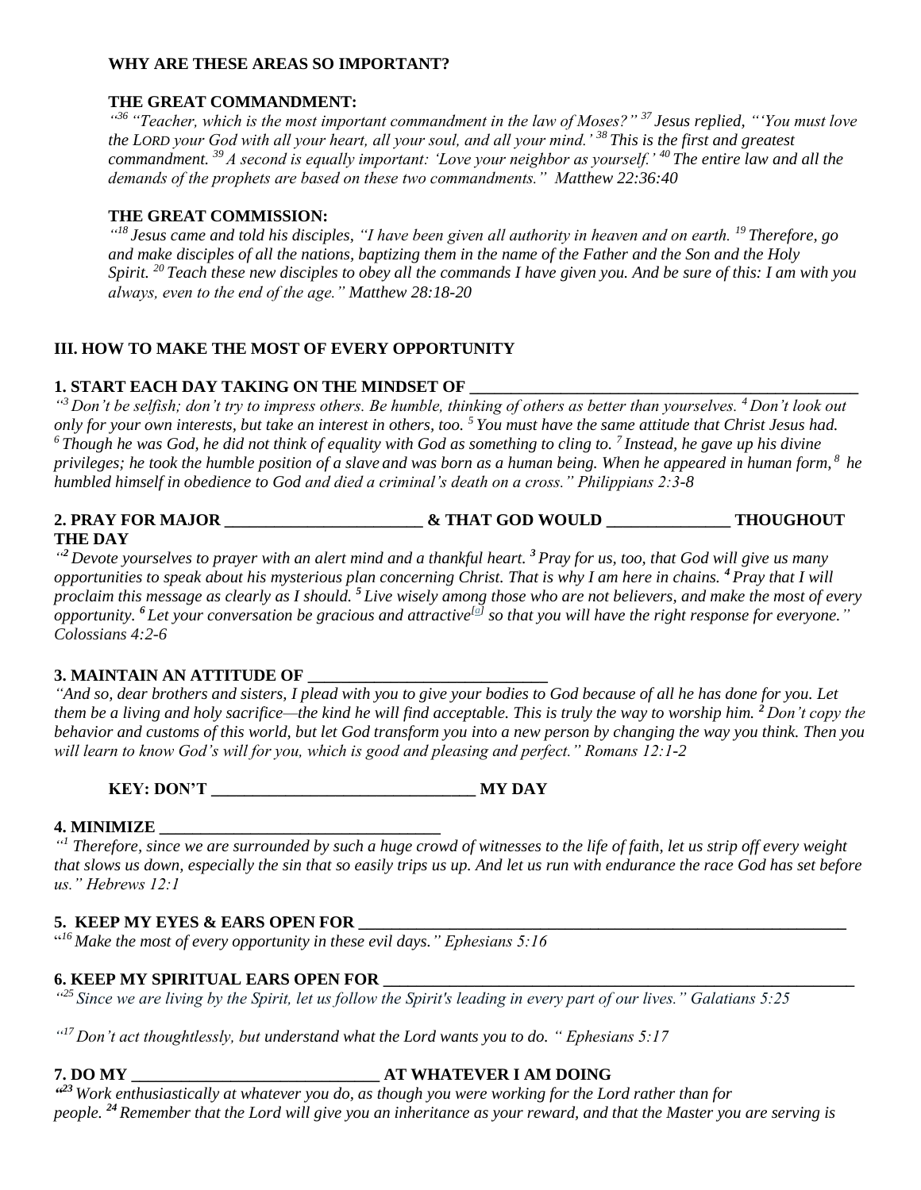**WHY ARE THESE AREAS SO IMPORTANT?**

**THE GREAT COMMANDMENT:**

*"[36] "Teacher, which is the most important commandment in the law of Moses?" [37] Jesus replied, "'You must love the LORD your God with all your heart, all your soul, and all your mind.' [38] This is the first and greatest commandment. [39] A second is equally important: 'Love your neighbor as yourself.' [40] The entire law and all the demands of the prophets are based on these two commandments." Matthew 22:36:40*

**THE GREAT COMMISSION:**

*"[18] Jesus came and told his disciples, "I have been given all authority in heaven and on earth. [19] Therefore, go and make disciples of all the nations, baptizing them in the name of the Father and the Son and the Holy Spirit. [20] Teach these new disciples to obey all the commands I have given you. And be sure of this: I am with you always, even to the end of the age." Matthew 28:18-20*

## III. HOW TO MAKE THE MOST OF EVERY OPPORTUNITY

**1. START EACH DAY TAKING ON THE MINDSET OF ______________________________________________**

*"[3] Don't be selfish; don't try to impress others. Be humble, thinking of others as better than yourselves. [4] Don't look out only for your own interests, but take an interest in others, too. [5] You must have the same attitude that Christ Jesus had. [6] Though he was God, he did not think of equality with God as something to cling to. [7] Instead, he gave up his divine privileges; he took the humble position of a slave and was born as a human being. When he appeared in human form, [8] he humbled himself in obedience to God and died a criminal's death on a cross." Philippians 2:3-8*

**2. PRAY FOR MAJOR ________________________ & THAT GOD WOULD _______________ THOUGHOUT THE DAY**

*"[2] Devote yourselves to prayer with an alert mind and a thankful heart. [3] Pray for us, too, that God will give us many opportunities to speak about his mysterious plan concerning Christ. That is why I am here in chains. [4] Pray that I will proclaim this message as clearly as I should. [5] Live wisely among those who are not believers, and make the most of every opportunity. [6] Let your conversation be gracious and attractive[a] so that you will have the right response for everyone." Colossians 4:2-6*

**3. MAINTAIN AN ATTITUDE OF _____________________________**

*"And so, dear brothers and sisters, I plead with you to give your bodies to God because of all he has done for you. Let them be a living and holy sacrifice—the kind he will find acceptable. This is truly the way to worship him. [2] Don't copy the behavior and customs of this world, but let God transform you into a new person by changing the way you think. Then you will learn to know God's will for you, which is good and pleasing and perfect." Romans 12:1-2*

**KEY: DON'T ________________________________ MY DAY**

**4. MINIMIZE __________________________________**

*"[1] Therefore, since we are surrounded by such a huge crowd of witnesses to the life of faith, let us strip off every weight that slows us down, especially the sin that so easily trips us up. And let us run with endurance the race God has set before us." Hebrews 12:1*

**5. KEEP MY EYES & EARS OPEN FOR ____________________________________________________________**

*"[16] Make the most of every opportunity in these evil days." Ephesians 5:16*

**6. KEEP MY SPIRITUAL EARS OPEN FOR __________________________________________________________**

*"[25] Since we are living by the Spirit, let us follow the Spirit's leading in every part of our lives." Galatians 5:25*

*"[17] Don't act thoughtlessly, but understand what the Lord wants you to do. " Ephesians 5:17*

**7. DO MY ______________________________ AT WHATEVER I AM DOING**

*"[23] Work enthusiastically at whatever you do, as though you were working for the Lord rather than for people. [24] Remember that the Lord will give you an inheritance as your reward, and that the Master you are serving is*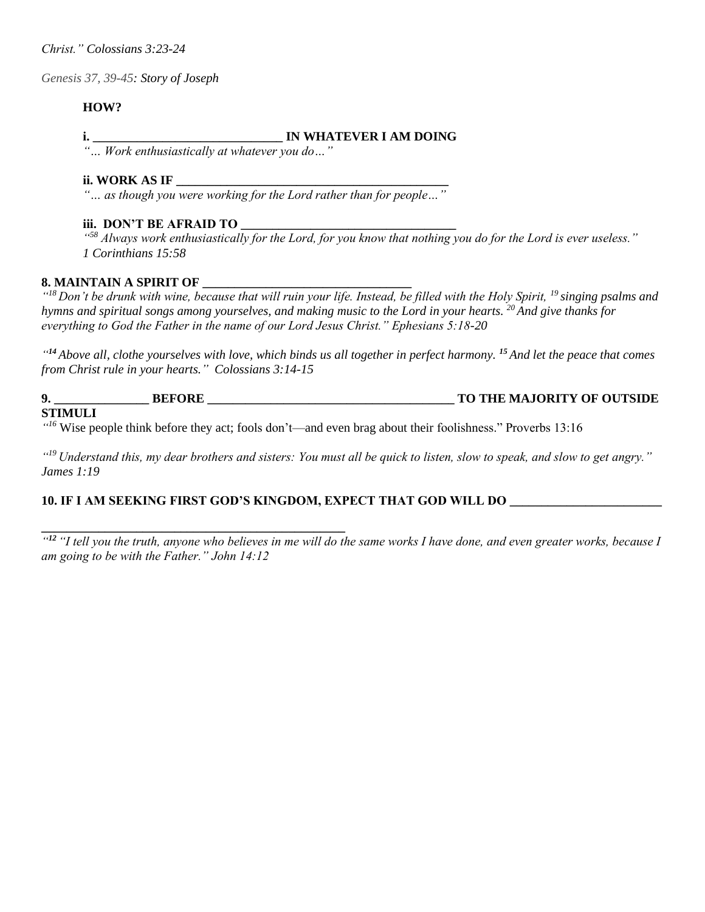*Christ." Colossians 3:23-24*

*Genesis 37, 39-45: Story of Joseph*

**HOW?**

**i. ______________________________ IN WHATEVER I AM DOING**
*"… Work enthusiastically at whatever you do…"*

**ii. WORK AS IF ____________________________________________**
*"… as though you were working for the Lord rather than for people…"*

**iii. DON'T BE AFRAID TO __________________________________**
*"[58] Always work enthusiastically for the Lord, for you know that nothing you do for the Lord is ever useless." 1 Corinthians 15:58*

**8. MAINTAIN A SPIRIT OF _________________________________**
*"[18] Don't be drunk with wine, because that will ruin your life. Instead, be filled with the Holy Spirit, [19] singing psalms and hymns and spiritual songs among yourselves, and making music to the Lord in your hearts. [20] And give thanks for everything to God the Father in the name of our Lord Jesus Christ." Ephesians 5:18-20*

*"[14] Above all, clothe yourselves with love, which binds us all together in perfect harmony. [15] And let the peace that comes from Christ rule in your hearts." Colossians 3:14-15*

**9. _______________ BEFORE _______________________________________ TO THE MAJORITY OF OUTSIDE STIMULI**
"[16] Wise people think before they act; fools don't—and even brag about their foolishness." Proverbs 13:16

*"[19] Understand this, my dear brothers and sisters: You must all be quick to listen, slow to speak, and slow to get angry." James 1:19*

**10. IF I AM SEEKING FIRST GOD'S KINGDOM, EXPECT THAT GOD WILL DO ________________________ __________________________________________________**
*"[12] "I tell you the truth, anyone who believes in me will do the same works I have done, and even greater works, because I am going to be with the Father." John 14:12*